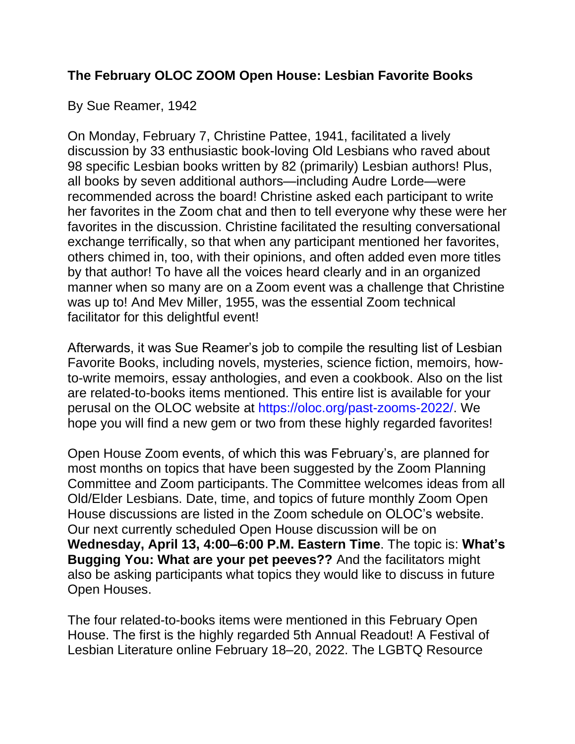## The February OLOC ZOOM Open House: Lesbian Favorite Books

By Sue Reamer, 1942

On Monday, February 7, Christine Pattee, 1941, facilitated a lively discussion by 33 enthusiastic book-loving Old Lesbians who raved about 98 specific Lesbian books written by 82 (primarily) Lesbian authors! Plus, all books by seven additional authors—including Audre Lorde—were recommended across the board! Christine asked each participant to write her favorites in the Zoom chat and then to tell everyone why these were her favorites in the discussion. Christine facilitated the resulting conversational exchange terrifically, so that when any participant mentioned her favorites, others chimed in, too, with their opinions, and often added even more titles by that author! To have all the voices heard clearly and in an organized manner when so many are on a Zoom event was a challenge that Christine was up to! And Mev Miller, 1955, was the essential Zoom technical facilitator for this delightful event!

Afterwards, it was Sue Reamer's job to compile the resulting list of Lesbian Favorite Books, including novels, mysteries, science fiction, memoirs, how-to-write memoirs, essay anthologies, and even a cookbook. Also on the list are related-to-books items mentioned. This entire list is available for your perusal on the OLOC website at https://oloc.org/past-zooms-2022/. We hope you will find a new gem or two from these highly regarded favorites!

Open House Zoom events, of which this was February's, are planned for most months on topics that have been suggested by the Zoom Planning Committee and Zoom participants. The Committee welcomes ideas from all Old/Elder Lesbians. Date, time, and topics of future monthly Zoom Open House discussions are listed in the Zoom schedule on OLOC's website. Our next currently scheduled Open House discussion will be on **Wednesday, April 13, 4:00–6:00 P.M. Eastern Time**. The topic is: **What's Bugging You: What are your pet peeves??** And the facilitators might also be asking participants what topics they would like to discuss in future Open Houses.

The four related-to-books items were mentioned in this February Open House. The first is the highly regarded 5th Annual Readout! A Festival of Lesbian Literature online February 18–20, 2022. The LGBTQ Resource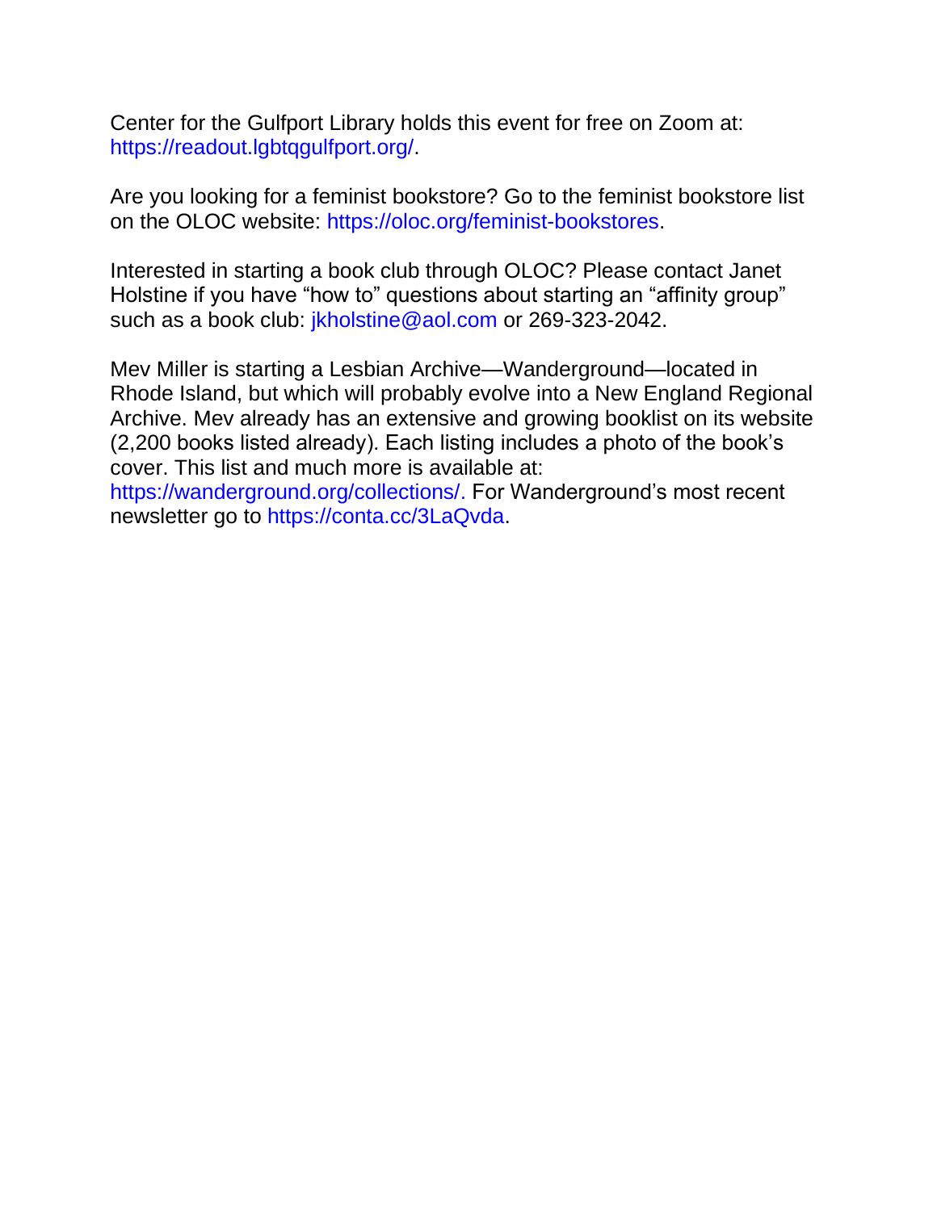Center for the Gulfport Library holds this event for free on Zoom at: https://readout.lgbtqgulfport.org/.

Are you looking for a feminist bookstore? Go to the feminist bookstore list on the OLOC website: https://oloc.org/feminist-bookstores.

Interested in starting a book club through OLOC? Please contact Janet Holstine if you have "how to" questions about starting an "affinity group" such as a book club: jkholstine@aol.com or 269-323-2042.

Mev Miller is starting a Lesbian Archive—Wanderground—located in Rhode Island, but which will probably evolve into a New England Regional Archive. Mev already has an extensive and growing booklist on its website (2,200 books listed already). Each listing includes a photo of the book's cover. This list and much more is available at: https://wanderground.org/collections/. For Wanderground's most recent newsletter go to https://conta.cc/3LaQvda.